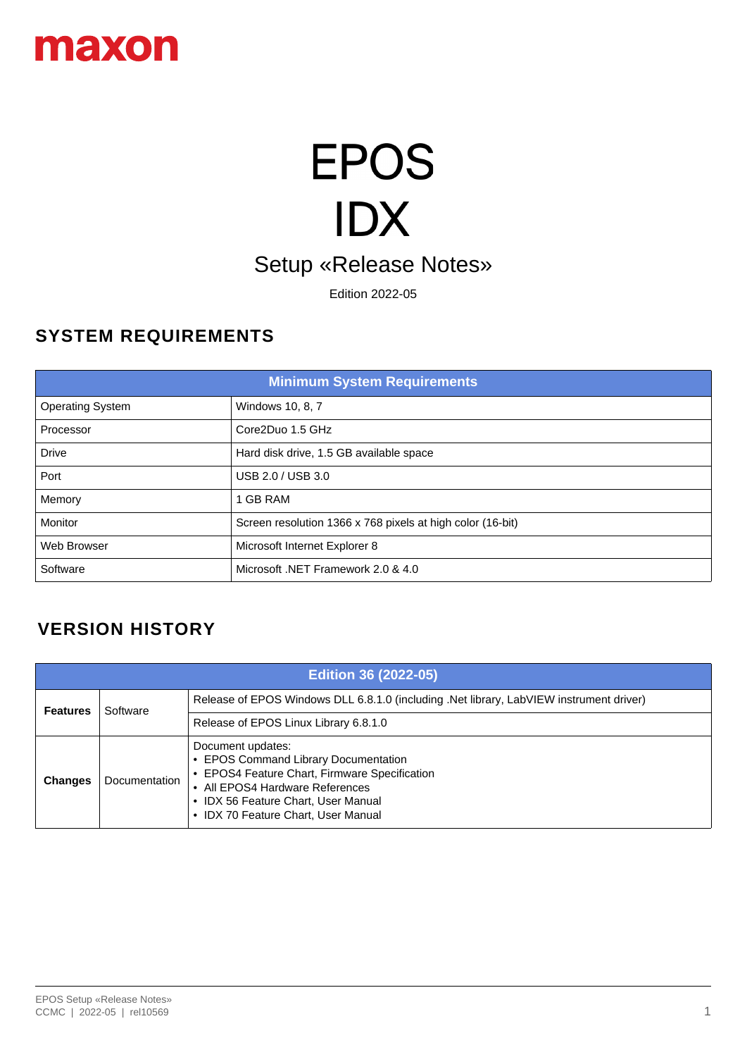maxon

# EPOS
# IDX

## Setup «Release Notes»

Edition 2022-05

## SYSTEM REQUIREMENTS

| Minimum System Requirements | |
|---|---|
| Operating System | Windows 10, 8, 7 |
| Processor | Core2Duo 1.5 GHz |
| Drive | Hard disk drive, 1.5 GB available space |
| Port | USB 2.0 / USB 3.0 |
| Memory | 1 GB RAM |
| Monitor | Screen resolution 1366 x 768 pixels at high color (16-bit) |
| Web Browser | Microsoft Internet Explorer 8 |
| Software | Microsoft .NET Framework 2.0 & 4.0 |

## VERSION HISTORY

| Edition 36 (2022-05) | | |
|---|---|---|
| **Features** | Software | Release of EPOS Windows DLL 6.8.1.0 (including .Net library, LabVIEW instrument driver) |
| | | Release of EPOS Linux Library 6.8.1.0 |
| **Changes** | Documentation | Document updates:<br>• EPOS Command Library Documentation<br>• EPOS4 Feature Chart, Firmware Specification<br>• All EPOS4 Hardware References<br>• IDX 56 Feature Chart, User Manual<br>• IDX 70 Feature Chart, User Manual |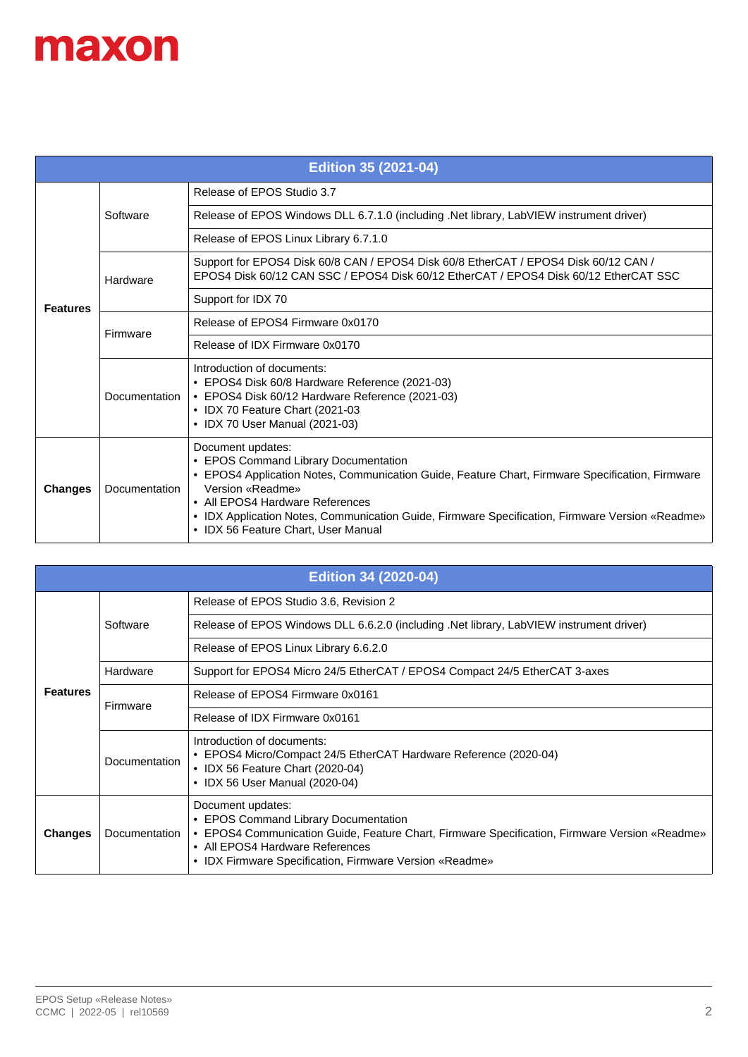| Edition 35 (2021-04) | | |
|---|---|---|
| **Features** | Software | Release of EPOS Studio 3.7 |
| | | Release of EPOS Windows DLL 6.7.1.0 (including .Net library, LabVIEW instrument driver) |
| | | Release of EPOS Linux Library 6.7.1.0 |
| | Hardware | Support for EPOS4 Disk 60/8 CAN / EPOS4 Disk 60/8 EtherCAT / EPOS4 Disk 60/12 CAN / EPOS4 Disk 60/12 CAN SSC / EPOS4 Disk 60/12 EtherCAT / EPOS4 Disk 60/12 EtherCAT SSC |
| | | Support for IDX 70 |
| | Firmware | Release of EPOS4 Firmware 0x0170 |
| | | Release of IDX Firmware 0x0170 |
| | Documentation | Introduction of documents:<br>• EPOS4 Disk 60/8 Hardware Reference (2021-03)<br>• EPOS4 Disk 60/12 Hardware Reference (2021-03)<br>• IDX 70 Feature Chart (2021-03<br>• IDX 70 User Manual (2021-03) |
| **Changes** | Documentation | Document updates:<br>• EPOS Command Library Documentation<br>• EPOS4 Application Notes, Communication Guide, Feature Chart, Firmware Specification, Firmware Version «Readme»<br>• All EPOS4 Hardware References<br>• IDX Application Notes, Communication Guide, Firmware Specification, Firmware Version «Readme»<br>• IDX 56 Feature Chart, User Manual |

| Edition 34 (2020-04) | | |
|---|---|---|
| **Features** | Software | Release of EPOS Studio 3.6, Revision 2 |
| | | Release of EPOS Windows DLL 6.6.2.0 (including .Net library, LabVIEW instrument driver) |
| | | Release of EPOS Linux Library 6.6.2.0 |
| | Hardware | Support for EPOS4 Micro 24/5 EtherCAT / EPOS4 Compact 24/5 EtherCAT 3-axes |
| | Firmware | Release of EPOS4 Firmware 0x0161 |
| | | Release of IDX Firmware 0x0161 |
| | Documentation | Introduction of documents:<br>• EPOS4 Micro/Compact 24/5 EtherCAT Hardware Reference (2020-04)<br>• IDX 56 Feature Chart (2020-04)<br>• IDX 56 User Manual (2020-04) |
| **Changes** | Documentation | Document updates:<br>• EPOS Command Library Documentation<br>• EPOS4 Communication Guide, Feature Chart, Firmware Specification, Firmware Version «Readme»<br>• All EPOS4 Hardware References<br>• IDX Firmware Specification, Firmware Version «Readme» |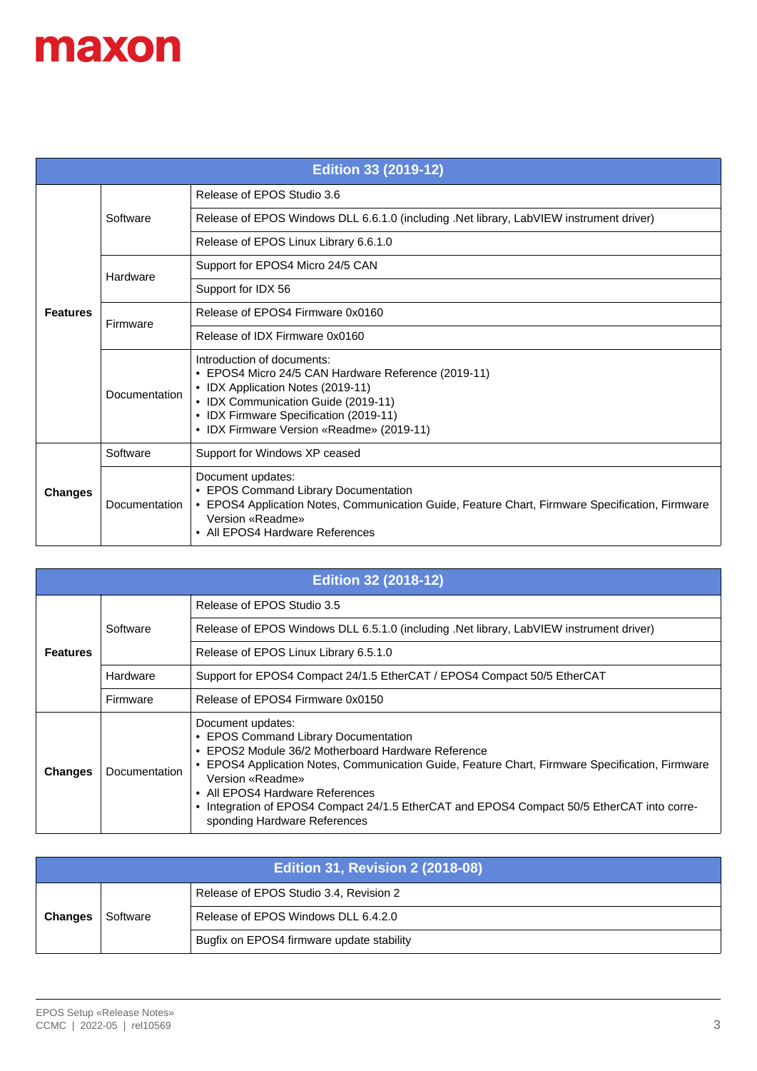| Edition 33 (2019-12) | | |
|---|---|---|
| **Features** | Software | Release of EPOS Studio 3.6 |
| | | Release of EPOS Windows DLL 6.6.1.0 (including .Net library, LabVIEW instrument driver) |
| | | Release of EPOS Linux Library 6.6.1.0 |
| | Hardware | Support for EPOS4 Micro 24/5 CAN |
| | | Support for IDX 56 |
| | Firmware | Release of EPOS4 Firmware 0x0160 |
| | | Release of IDX Firmware 0x0160 |
| | Documentation | Introduction of documents:<br>• EPOS4 Micro 24/5 CAN Hardware Reference (2019-11)<br>• IDX Application Notes (2019-11)<br>• IDX Communication Guide (2019-11)<br>• IDX Firmware Specification (2019-11)<br>• IDX Firmware Version «Readme» (2019-11) |
| **Changes** | Software | Support for Windows XP ceased |
| | Documentation | Document updates:<br>• EPOS Command Library Documentation<br>• EPOS4 Application Notes, Communication Guide, Feature Chart, Firmware Specification, Firmware Version «Readme»<br>• All EPOS4 Hardware References |

| Edition 32 (2018-12) | | |
|---|---|---|
| **Features** | Software | Release of EPOS Studio 3.5 |
| | | Release of EPOS Windows DLL 6.5.1.0 (including .Net library, LabVIEW instrument driver) |
| | | Release of EPOS Linux Library 6.5.1.0 |
| | Hardware | Support for EPOS4 Compact 24/1.5 EtherCAT / EPOS4 Compact 50/5 EtherCAT |
| | Firmware | Release of EPOS4 Firmware 0x0150 |
| **Changes** | Documentation | Document updates:<br>• EPOS Command Library Documentation<br>• EPOS2 Module 36/2 Motherboard Hardware Reference<br>• EPOS4 Application Notes, Communication Guide, Feature Chart, Firmware Specification, Firmware Version «Readme»<br>• All EPOS4 Hardware References<br>• Integration of EPOS4 Compact 24/1.5 EtherCAT and EPOS4 Compact 50/5 EtherCAT into corresponding Hardware References |

| Edition 31, Revision 2 (2018-08) | | |
|---|---|---|
| **Changes** | Software | Release of EPOS Studio 3.4, Revision 2 |
| | | Release of EPOS Windows DLL 6.4.2.0 |
| | | Bugfix on EPOS4 firmware update stability |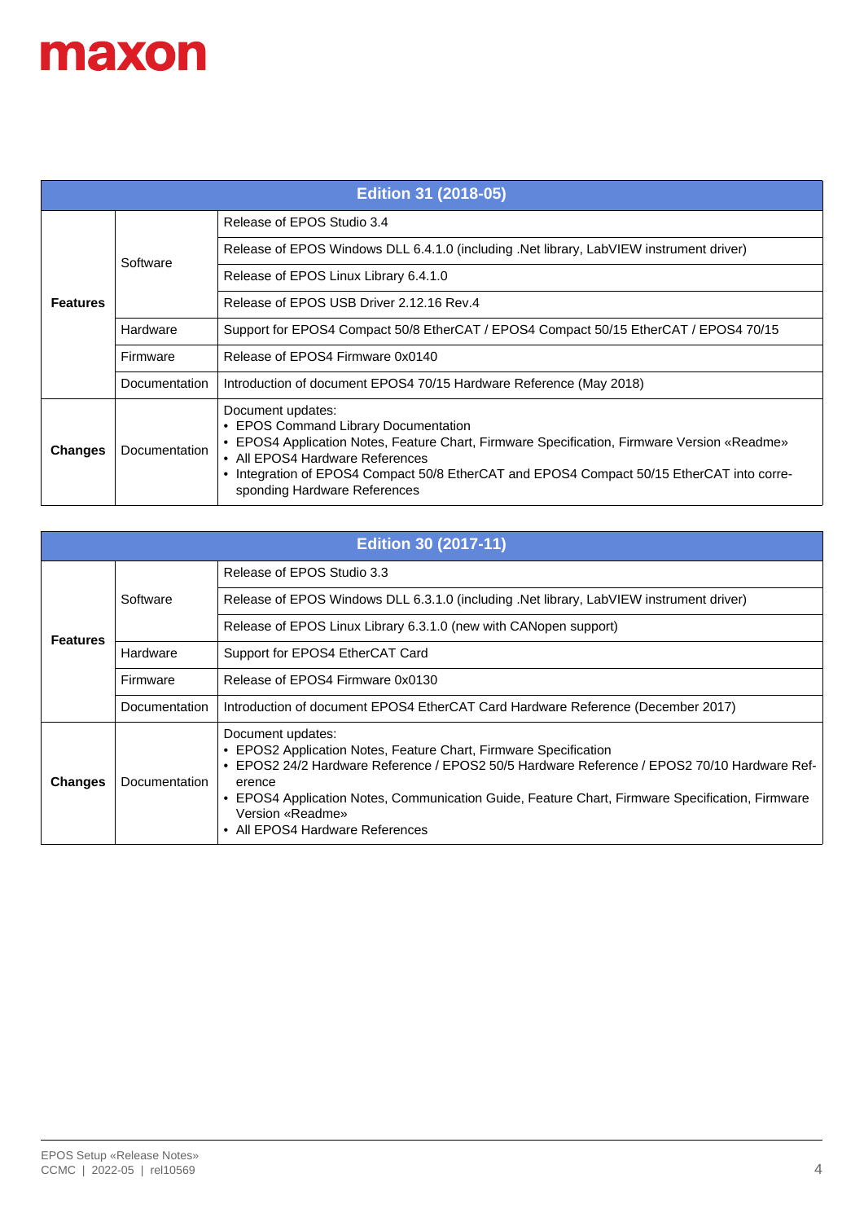| Edition 31 (2018-05) | | |
|---|---|---|
| **Features** | Software | Release of EPOS Studio 3.4 |
| | | Release of EPOS Windows DLL 6.4.1.0 (including .Net library, LabVIEW instrument driver) |
| | | Release of EPOS Linux Library 6.4.1.0 |
| | | Release of EPOS USB Driver 2.12.16 Rev.4 |
| | Hardware | Support for EPOS4 Compact 50/8 EtherCAT / EPOS4 Compact 50/15 EtherCAT / EPOS4 70/15 |
| | Firmware | Release of EPOS4 Firmware 0x0140 |
| | Documentation | Introduction of document EPOS4 70/15 Hardware Reference (May 2018) |
| **Changes** | Documentation | Document updates:<br>• EPOS Command Library Documentation<br>• EPOS4 Application Notes, Feature Chart, Firmware Specification, Firmware Version «Readme»<br>• All EPOS4 Hardware References<br>• Integration of EPOS4 Compact 50/8 EtherCAT and EPOS4 Compact 50/15 EtherCAT into corresponding Hardware References |

| Edition 30 (2017-11) | | |
|---|---|---|
| **Features** | Software | Release of EPOS Studio 3.3 |
| | | Release of EPOS Windows DLL 6.3.1.0 (including .Net library, LabVIEW instrument driver) |
| | | Release of EPOS Linux Library 6.3.1.0 (new with CANopen support) |
| | Hardware | Support for EPOS4 EtherCAT Card |
| | Firmware | Release of EPOS4 Firmware 0x0130 |
| | Documentation | Introduction of document EPOS4 EtherCAT Card Hardware Reference (December 2017) |
| **Changes** | Documentation | Document updates:<br>• EPOS2 Application Notes, Feature Chart, Firmware Specification<br>• EPOS2 24/2 Hardware Reference / EPOS2 50/5 Hardware Reference / EPOS2 70/10 Hardware Reference<br>• EPOS4 Application Notes, Communication Guide, Feature Chart, Firmware Specification, Firmware Version «Readme»<br>• All EPOS4 Hardware References |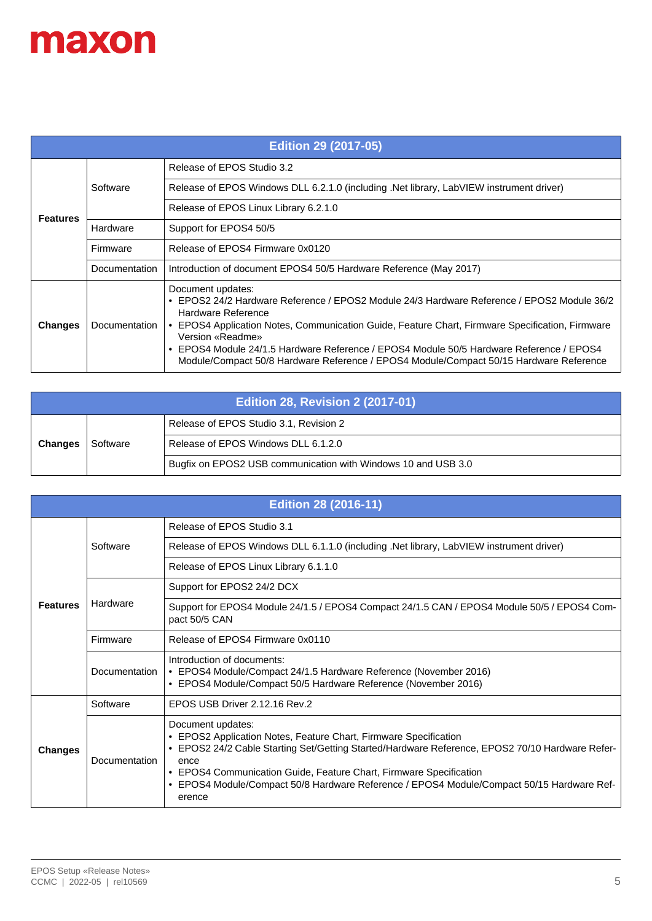| Edition 29 (2017-05) | | |
|---|---|---|
| **Features** | Software | Release of EPOS Studio 3.2 |
| | | Release of EPOS Windows DLL 6.2.1.0 (including .Net library, LabVIEW instrument driver) |
| | | Release of EPOS Linux Library 6.2.1.0 |
| | Hardware | Support for EPOS4 50/5 |
| | Firmware | Release of EPOS4 Firmware 0x0120 |
| | Documentation | Introduction of document EPOS4 50/5 Hardware Reference (May 2017) |
| **Changes** | Documentation | Document updates:<br>• EPOS2 24/2 Hardware Reference / EPOS2 Module 24/3 Hardware Reference / EPOS2 Module 36/2 Hardware Reference<br>• EPOS4 Application Notes, Communication Guide, Feature Chart, Firmware Specification, Firmware Version «Readme»<br>• EPOS4 Module 24/1.5 Hardware Reference / EPOS4 Module 50/5 Hardware Reference / EPOS4 Module/Compact 50/8 Hardware Reference / EPOS4 Module/Compact 50/15 Hardware Reference |

| Edition 28, Revision 2 (2017-01) | | |
|---|---|---|
| **Changes** | Software | Release of EPOS Studio 3.1, Revision 2 |
| | | Release of EPOS Windows DLL 6.1.2.0 |
| | | Bugfix on EPOS2 USB communication with Windows 10 and USB 3.0 |

| Edition 28 (2016-11) | | |
|---|---|---|
| **Features** | Software | Release of EPOS Studio 3.1 |
| | | Release of EPOS Windows DLL 6.1.1.0 (including .Net library, LabVIEW instrument driver) |
| | | Release of EPOS Linux Library 6.1.1.0 |
| | Hardware | Support for EPOS2 24/2 DCX |
| | | Support for EPOS4 Module 24/1.5 / EPOS4 Compact 24/1.5 CAN / EPOS4 Module 50/5 / EPOS4 Compact 50/5 CAN |
| | Firmware | Release of EPOS4 Firmware 0x0110 |
| | Documentation | Introduction of documents:<br>• EPOS4 Module/Compact 24/1.5 Hardware Reference (November 2016)<br>• EPOS4 Module/Compact 50/5 Hardware Reference (November 2016) |
| **Changes** | Software | EPOS USB Driver 2.12.16 Rev.2 |
| | Documentation | Document updates:<br>• EPOS2 Application Notes, Feature Chart, Firmware Specification<br>• EPOS2 24/2 Cable Starting Set/Getting Started/Hardware Reference, EPOS2 70/10 Hardware Reference<br>• EPOS4 Communication Guide, Feature Chart, Firmware Specification<br>• EPOS4 Module/Compact 50/8 Hardware Reference / EPOS4 Module/Compact 50/15 Hardware Reference |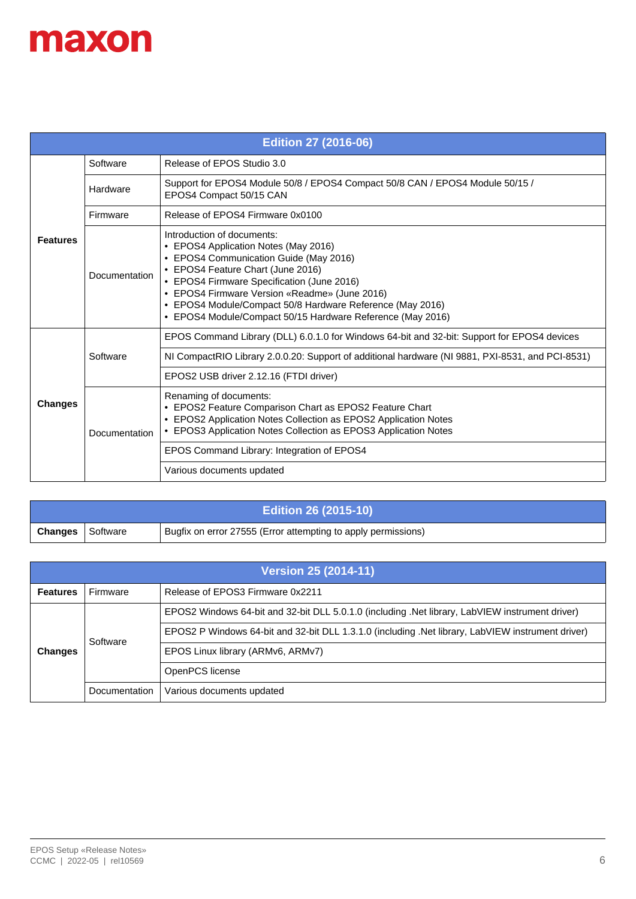| Edition 27 (2016-06) | | |
|---|---|---|
| **Features** | Software | Release of EPOS Studio 3.0 |
| | Hardware | Support for EPOS4 Module 50/8 / EPOS4 Compact 50/8 CAN / EPOS4 Module 50/15 / EPOS4 Compact 50/15 CAN |
| | Firmware | Release of EPOS4 Firmware 0x0100 |
| | Documentation | Introduction of documents:<br>• EPOS4 Application Notes (May 2016)<br>• EPOS4 Communication Guide (May 2016)<br>• EPOS4 Feature Chart (June 2016)<br>• EPOS4 Firmware Specification (June 2016)<br>• EPOS4 Firmware Version «Readme» (June 2016)<br>• EPOS4 Module/Compact 50/8 Hardware Reference (May 2016)<br>• EPOS4 Module/Compact 50/15 Hardware Reference (May 2016) |
| **Changes** | Software | EPOS Command Library (DLL) 6.0.1.0 for Windows 64-bit and 32-bit: Support for EPOS4 devices |
| | | NI CompactRIO Library 2.0.0.20: Support of additional hardware (NI 9881, PXI-8531, and PCI-8531) |
| | | EPOS2 USB driver 2.12.16 (FTDI driver) |
| | Documentation | Renaming of documents:<br>• EPOS2 Feature Comparison Chart as EPOS2 Feature Chart<br>• EPOS2 Application Notes Collection as EPOS2 Application Notes<br>• EPOS3 Application Notes Collection as EPOS3 Application Notes |
| | | EPOS Command Library: Integration of EPOS4 |
| | | Various documents updated |

| Edition 26 (2015-10) | | |
|---|---|---|
| **Changes** | Software | Bugfix on error 27555 (Error attempting to apply permissions) |

| Version 25 (2014-11) | | |
|---|---|---|
| **Features** | Firmware | Release of EPOS3 Firmware 0x2211 |
| **Changes** | Software | EPOS2 Windows 64-bit and 32-bit DLL 5.0.1.0 (including .Net library, LabVIEW instrument driver) |
| | | EPOS2 P Windows 64-bit and 32-bit DLL 1.3.1.0 (including .Net library, LabVIEW instrument driver) |
| | | EPOS Linux library (ARMv6, ARMv7) |
| | | OpenPCS license |
| | Documentation | Various documents updated |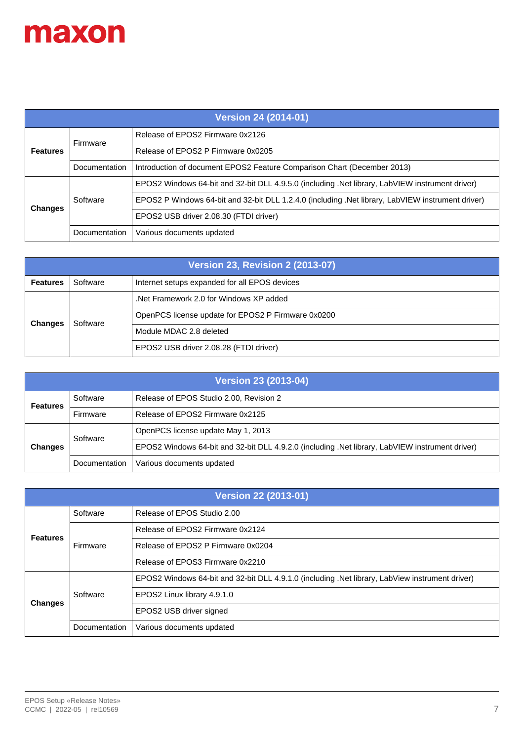| Version 24 (2014-01) | | |
|---|---|---|
| **Features** | Firmware | Release of EPOS2 Firmware 0x2126 |
| | | Release of EPOS2 P Firmware 0x0205 |
| | Documentation | Introduction of document EPOS2 Feature Comparison Chart (December 2013) |
| **Changes** | Software | EPOS2 Windows 64-bit and 32-bit DLL 4.9.5.0 (including .Net library, LabVIEW instrument driver) |
| | | EPOS2 P Windows 64-bit and 32-bit DLL 1.2.4.0 (including .Net library, LabVIEW instrument driver) |
| | | EPOS2 USB driver 2.08.30 (FTDI driver) |
| | Documentation | Various documents updated |

| Version 23, Revision 2 (2013-07) | | |
|---|---|---|
| **Features** | Software | Internet setups expanded for all EPOS devices |
| **Changes** | Software | .Net Framework 2.0 for Windows XP added |
| | | OpenPCS license update for EPOS2 P Firmware 0x0200 |
| | | Module MDAC 2.8 deleted |
| | | EPOS2 USB driver 2.08.28 (FTDI driver) |

| Version 23 (2013-04) | | |
|---|---|---|
| **Features** | Software | Release of EPOS Studio 2.00, Revision 2 |
| | Firmware | Release of EPOS2 Firmware 0x2125 |
| **Changes** | Software | OpenPCS license update May 1, 2013 |
| | | EPOS2 Windows 64-bit and 32-bit DLL 4.9.2.0 (including .Net library, LabVIEW instrument driver) |
| | Documentation | Various documents updated |

| Version 22 (2013-01) | | |
|---|---|---|
| **Features** | Software | Release of EPOS Studio 2.00 |
| | Firmware | Release of EPOS2 Firmware 0x2124 |
| | | Release of EPOS2 P Firmware 0x0204 |
| | | Release of EPOS3 Firmware 0x2210 |
| **Changes** | Software | EPOS2 Windows 64-bit and 32-bit DLL 4.9.1.0 (including .Net library, LabView instrument driver) |
| | | EPOS2 Linux library 4.9.1.0 |
| | | EPOS2 USB driver signed |
| | Documentation | Various documents updated |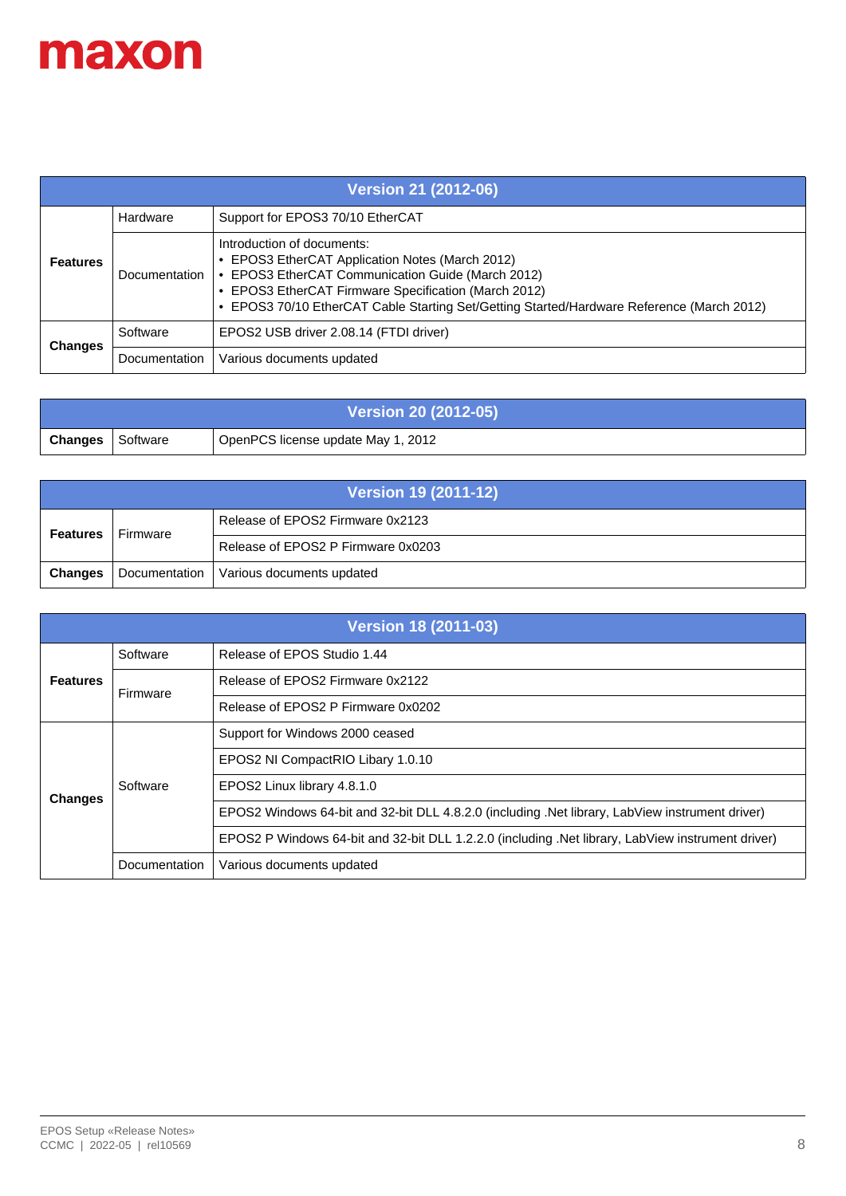| Version 21 (2012-06) | | |
|---|---|---|
| **Features** | Hardware | Support for EPOS3 70/10 EtherCAT |
| | Documentation | Introduction of documents:<br>• EPOS3 EtherCAT Application Notes (March 2012)<br>• EPOS3 EtherCAT Communication Guide (March 2012)<br>• EPOS3 EtherCAT Firmware Specification (March 2012)<br>• EPOS3 70/10 EtherCAT Cable Starting Set/Getting Started/Hardware Reference (March 2012) |
| **Changes** | Software | EPOS2 USB driver 2.08.14 (FTDI driver) |
| | Documentation | Various documents updated |

| Version 20 (2012-05) | | |
|---|---|---|
| **Changes** | Software | OpenPCS license update May 1, 2012 |

| Version 19 (2011-12) | | |
|---|---|---|
| **Features** | Firmware | Release of EPOS2 Firmware 0x2123 |
| | | Release of EPOS2 P Firmware 0x0203 |
| **Changes** | Documentation | Various documents updated |

| Version 18 (2011-03) | | |
|---|---|---|
| **Features** | Software | Release of EPOS Studio 1.44 |
| | Firmware | Release of EPOS2 Firmware 0x2122 |
| | | Release of EPOS2 P Firmware 0x0202 |
| **Changes** | Software | Support for Windows 2000 ceased |
| | | EPOS2 NI CompactRIO Libary 1.0.10 |
| | | EPOS2 Linux library 4.8.1.0 |
| | | EPOS2 Windows 64-bit and 32-bit DLL 4.8.2.0 (including .Net library, LabView instrument driver) |
| | | EPOS2 P Windows 64-bit and 32-bit DLL 1.2.2.0 (including .Net library, LabView instrument driver) |
| | Documentation | Various documents updated |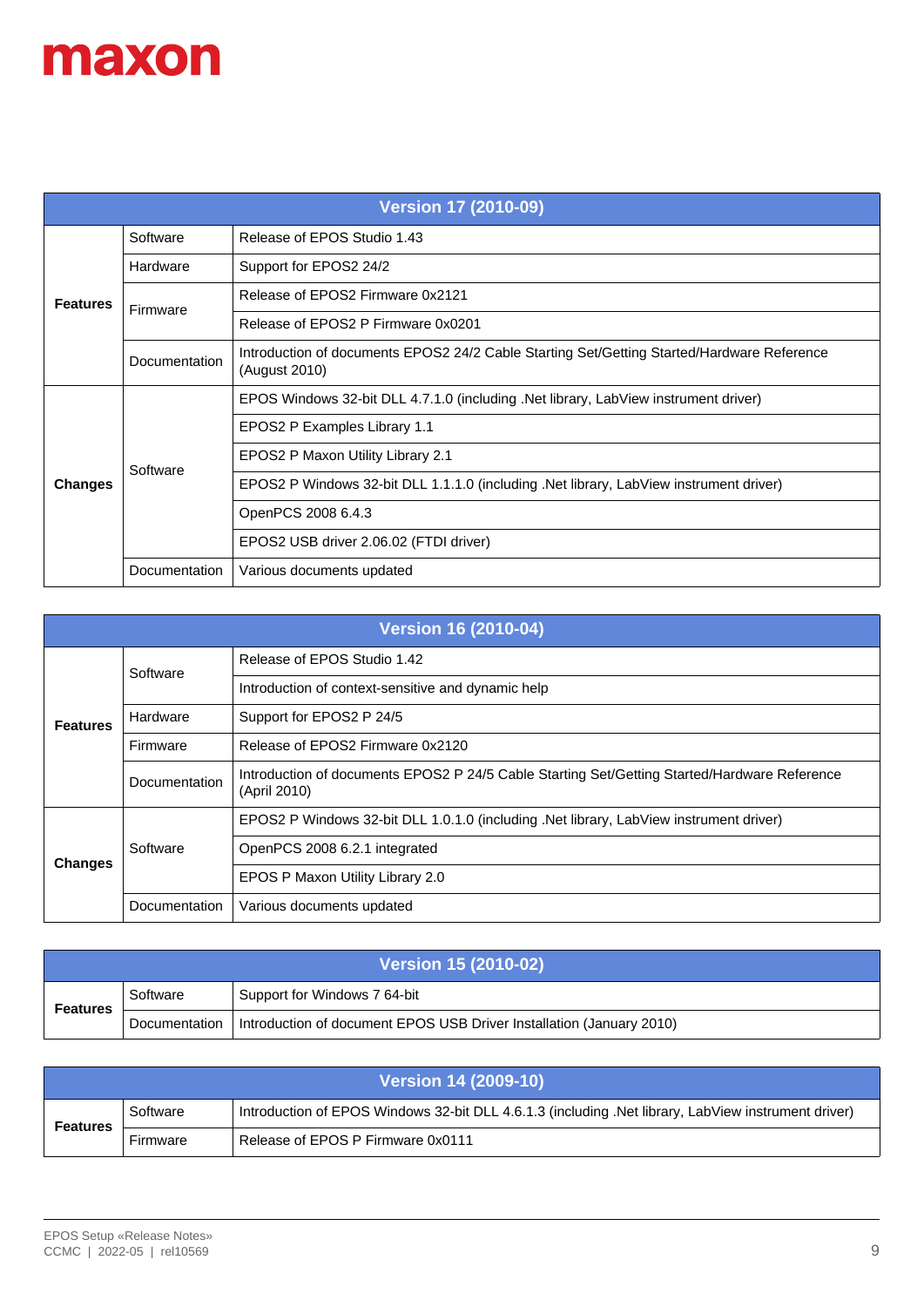| Version 17 (2010-09) | | |
|---|---|---|
| **Features** | Software | Release of EPOS Studio 1.43 |
| | Hardware | Support for EPOS2 24/2 |
| | Firmware | Release of EPOS2 Firmware 0x2121 |
| | | Release of EPOS2 P Firmware 0x0201 |
| | Documentation | Introduction of documents EPOS2 24/2 Cable Starting Set/Getting Started/Hardware Reference (August 2010) |
| **Changes** | Software | EPOS Windows 32-bit DLL 4.7.1.0 (including .Net library, LabView instrument driver) |
| | | EPOS2 P Examples Library 1.1 |
| | | EPOS2 P Maxon Utility Library 2.1 |
| | | EPOS2 P Windows 32-bit DLL 1.1.1.0 (including .Net library, LabView instrument driver) |
| | | OpenPCS 2008 6.4.3 |
| | | EPOS2 USB driver 2.06.02 (FTDI driver) |
| | Documentation | Various documents updated |

| Version 16 (2010-04) | | |
|---|---|---|
| **Features** | Software | Release of EPOS Studio 1.42 |
| | | Introduction of context-sensitive and dynamic help |
| | Hardware | Support for EPOS2 P 24/5 |
| | Firmware | Release of EPOS2 Firmware 0x2120 |
| | Documentation | Introduction of documents EPOS2 P 24/5 Cable Starting Set/Getting Started/Hardware Reference (April 2010) |
| **Changes** | Software | EPOS2 P Windows 32-bit DLL 1.0.1.0 (including .Net library, LabView instrument driver) |
| | | OpenPCS 2008 6.2.1 integrated |
| | | EPOS P Maxon Utility Library 2.0 |
| | Documentation | Various documents updated |

| Version 15 (2010-02) | | |
|---|---|---|
| **Features** | Software | Support for Windows 7 64-bit |
| | Documentation | Introduction of document EPOS USB Driver Installation (January 2010) |

| Version 14 (2009-10) | | |
|---|---|---|
| **Features** | Software | Introduction of EPOS Windows 32-bit DLL 4.6.1.3 (including .Net library, LabView instrument driver) |
| | Firmware | Release of EPOS P Firmware 0x0111 |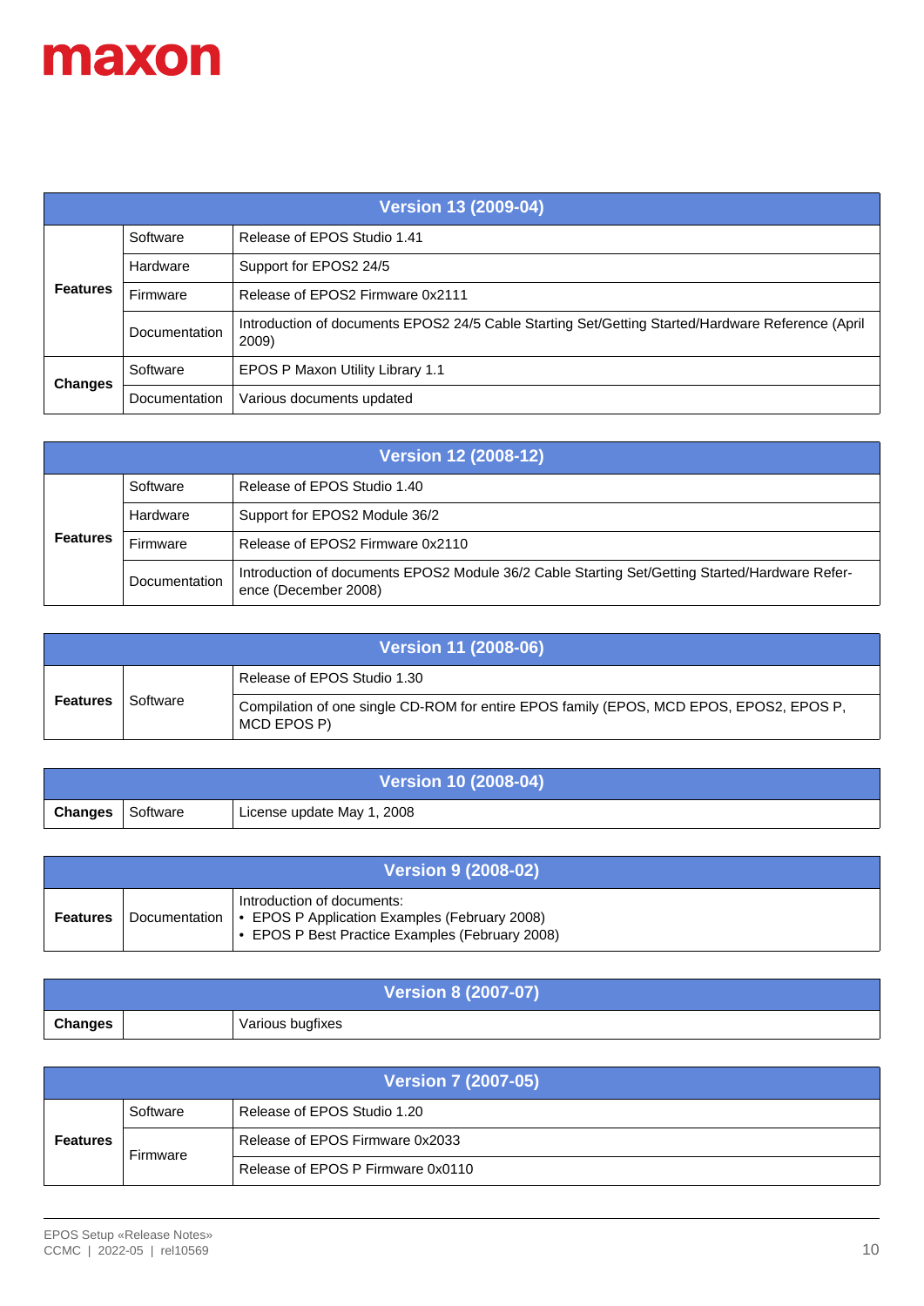| Version 13 (2009-04) | | |
|---|---|---|
| Features | Software | Release of EPOS Studio 1.41 |
| | Hardware | Support for EPOS2 24/5 |
| | Firmware | Release of EPOS2 Firmware 0x2111 |
| | Documentation | Introduction of documents EPOS2 24/5 Cable Starting Set/Getting Started/Hardware Reference (April 2009) |
| Changes | Software | EPOS P Maxon Utility Library 1.1 |
| | Documentation | Various documents updated |

| Version 12 (2008-12) | | |
|---|---|---|
| Features | Software | Release of EPOS Studio 1.40 |
| | Hardware | Support for EPOS2 Module 36/2 |
| | Firmware | Release of EPOS2 Firmware 0x2110 |
| | Documentation | Introduction of documents EPOS2 Module 36/2 Cable Starting Set/Getting Started/Hardware Reference (December 2008) |

| Version 11 (2008-06) | | |
|---|---|---|
| Features | Software | Release of EPOS Studio 1.30 |
| | | Compilation of one single CD-ROM for entire EPOS family (EPOS, MCD EPOS, EPOS2, EPOS P, MCD EPOS P) |

| Version 10 (2008-04) | | |
|---|---|---|
| Changes | Software | License update May 1, 2008 |

| Version 9 (2008-02) | | |
|---|---|---|
| Features | Documentation | Introduction of documents:<br>• EPOS P Application Examples (February 2008)<br>• EPOS P Best Practice Examples (February 2008) |

| Version 8 (2007-07) | | |
|---|---|---|
| Changes | | Various bugfixes |

| Version 7 (2007-05) | | |
|---|---|---|
| Features | Software | Release of EPOS Studio 1.20 |
| | Firmware | Release of EPOS Firmware 0x2033 |
| | | Release of EPOS P Firmware 0x0110 |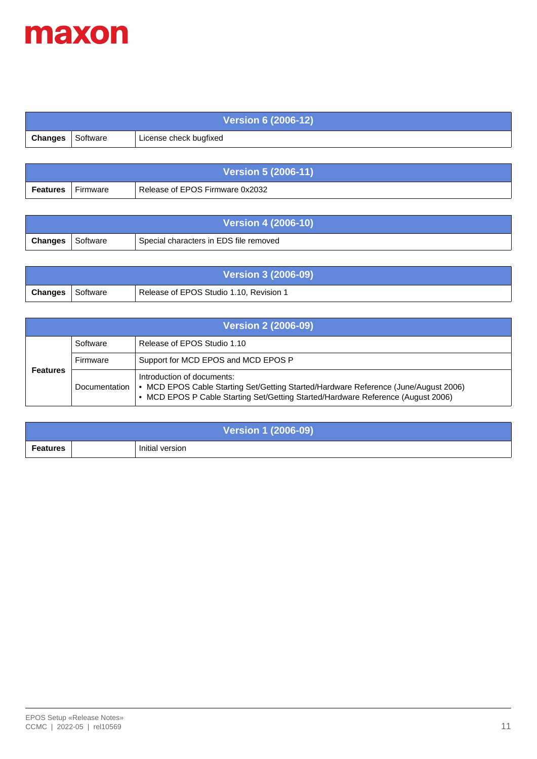| Version 6 (2006-12) | | |
|---|---|---|
| **Changes** | Software | License check bugfixed |

| Version 5 (2006-11) | | |
|---|---|---|
| **Features** | Firmware | Release of EPOS Firmware 0x2032 |

| Version 4 (2006-10) | | |
|---|---|---|
| **Changes** | Software | Special characters in EDS file removed |

| Version 3 (2006-09) | | |
|---|---|---|
| **Changes** | Software | Release of EPOS Studio 1.10, Revision 1 |

| Version 2 (2006-09) | | |
|---|---|---|
| **Features** | Software | Release of EPOS Studio 1.10 |
| | Firmware | Support for MCD EPOS and MCD EPOS P |
| | Documentation | Introduction of documents:<br>• MCD EPOS Cable Starting Set/Getting Started/Hardware Reference (June/August 2006)<br>• MCD EPOS P Cable Starting Set/Getting Started/Hardware Reference (August 2006) |

| Version 1 (2006-09) | | |
|---|---|---|
| **Features** | | Initial version |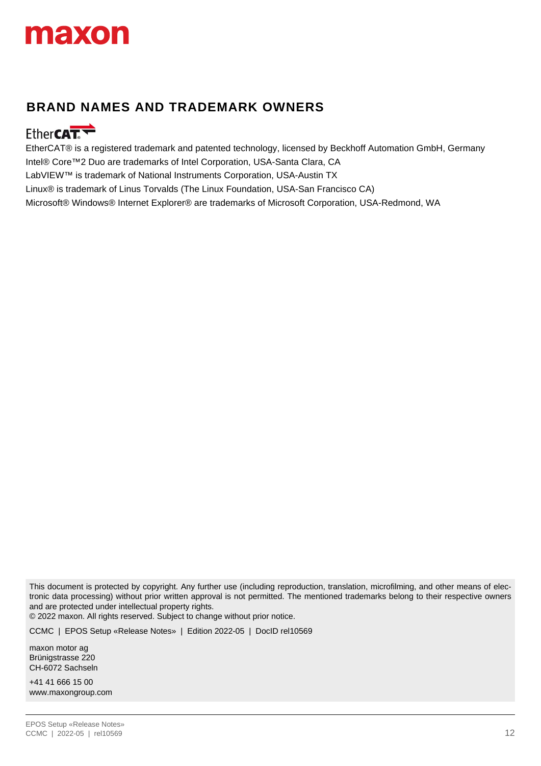## BRAND NAMES AND TRADEMARK OWNERS

EtherCAT® is a registered trademark and patented technology, licensed by Beckhoff Automation GmbH, Germany
Intel® Core™2 Duo are trademarks of Intel Corporation, USA-Santa Clara, CA
LabVIEW™ is trademark of National Instruments Corporation, USA-Austin TX
Linux® is trademark of Linus Torvalds (The Linux Foundation, USA-San Francisco CA)
Microsoft® Windows® Internet Explorer® are trademarks of Microsoft Corporation, USA-Redmond, WA

This document is protected by copyright. Any further use (including reproduction, translation, microfilming, and other means of electronic data processing) without prior written approval is not permitted. The mentioned trademarks belong to their respective owners and are protected under intellectual property rights.
© 2022 maxon. All rights reserved. Subject to change without prior notice.

CCMC | EPOS Setup «Release Notes» | Edition 2022-05 | DocID rel10569

maxon motor ag
Brünigstrasse 220
CH-6072 Sachseln

+41 41 666 15 00
www.maxongroup.com